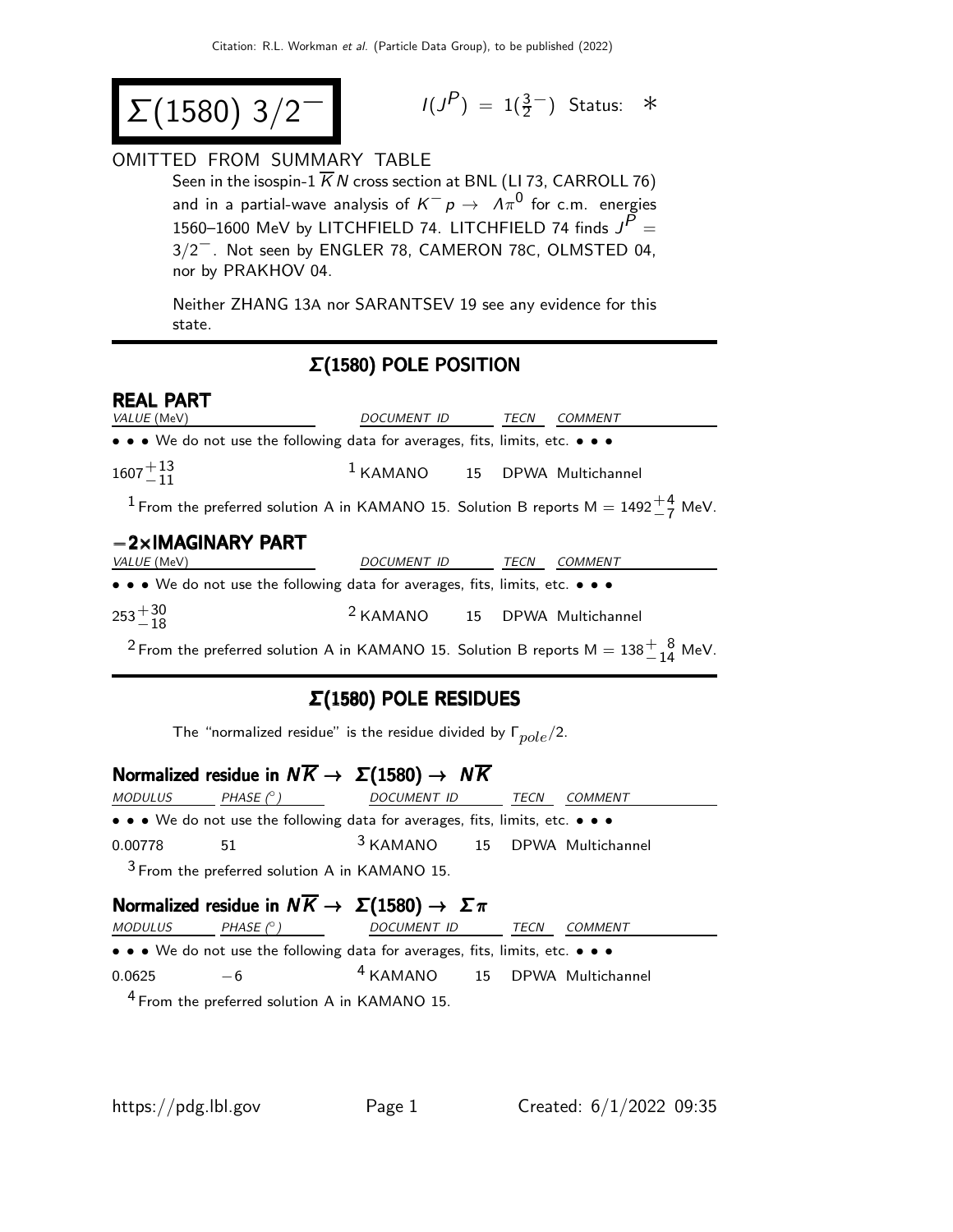# $\Sigma(1580)$ $3/2^-$

$I(J^P) = 1(\frac{3}{2}^-)$ Status: $*$

OMITTED FROM SUMMARY TABLE

Seen in the isospin-1 $\overline{K}N$ cross section at BNL (LI 73, CARROLL 76) and in a partial-wave analysis of $K^- p \rightarrow \Lambda\pi^0$ for c.m. energies 1560–1600 MeV by LITCHFIELD 74. LITCHFIELD 74 finds $J^P = 3/2^-$. Not seen by ENGLER 78, CAMERON 78C, OLMSTED 04, nor by PRAKHOV 04.

Neither ZHANG 13A nor SARANTSEV 19 see any evidence for this state.

## $\Sigma(1580)$ POLE POSITION

### REAL PART

| VALUE (MeV) | DOCUMENT ID | TECN | COMMENT |
|---|---|---|---|
| • • • We do not use the following data for averages, fits, limits, etc. • • • | | | |
| $1607^{+13}_{-11}$ | [1] KAMANO 15 | DPWA | Multichannel |

[1] From the preferred solution A in KAMANO 15. Solution B reports M = $1492^{+4}_{-7}$ MeV.

### −2×IMAGINARY PART

| VALUE (MeV) | DOCUMENT ID | TECN | COMMENT |
|---|---|---|---|
| • • • We do not use the following data for averages, fits, limits, etc. • • • | | | |
| $253^{+30}_{-18}$ | [2] KAMANO 15 | DPWA | Multichannel |

[2] From the preferred solution A in KAMANO 15. Solution B reports M = $138^{+8}_{-14}$ MeV.

## $\Sigma(1580)$ POLE RESIDUES

The "normalized residue" is the residue divided by $\Gamma_{pole}/2$.

### Normalized residue in $N\overline{K} \rightarrow \Sigma(1580) \rightarrow N\overline{K}$

| MODULUS | PHASE (°) | DOCUMENT ID | TECN | COMMENT |
|---|---|---|---|---|
| • • • We do not use the following data for averages, fits, limits, etc. • • • | | | | |
| 0.00778 | 51 | [3] KAMANO 15 | DPWA | Multichannel |

[3] From the preferred solution A in KAMANO 15.

### Normalized residue in $N\overline{K} \rightarrow \Sigma(1580) \rightarrow \Sigma\pi$

| MODULUS | PHASE (°) | DOCUMENT ID | TECN | COMMENT |
|---|---|---|---|---|
| • • • We do not use the following data for averages, fits, limits, etc. • • • | | | | |
| 0.0625 | −6 | [4] KAMANO 15 | DPWA | Multichannel |

[4] From the preferred solution A in KAMANO 15.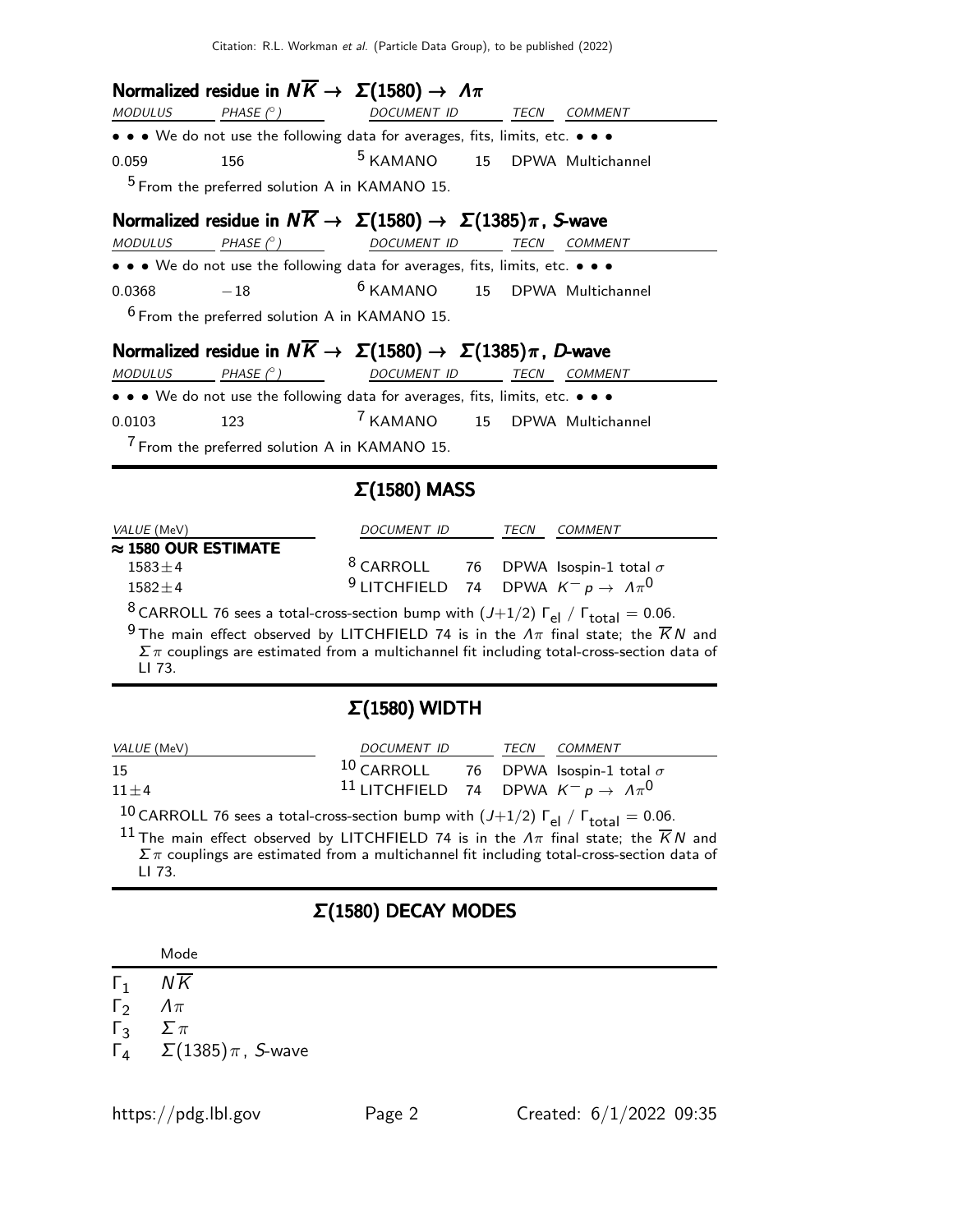### Normalized residue in $N\overline{K} \to \Sigma(1580) \to \Lambda\pi$

| MODULUS | PHASE (°) | DOCUMENT ID | | TECN | COMMENT |
|---|---|---|---|---|---|
| • • • We do not use the following data for averages, fits, limits, etc. • • • | | | | | |
| 0.059 | 156 | [5] KAMANO | 15 | DPWA | Multichannel |

[5] From the preferred solution A in KAMANO 15.

### Normalized residue in $N\overline{K} \to \Sigma(1580) \to \Sigma(1385)\pi$, S-wave

| MODULUS | PHASE (°) | DOCUMENT ID | | TECN | COMMENT |
|---|---|---|---|---|---|
| • • • We do not use the following data for averages, fits, limits, etc. • • • | | | | | |
| 0.0368 | −18 | [6] KAMANO | 15 | DPWA | Multichannel |

[6] From the preferred solution A in KAMANO 15.

### Normalized residue in $N\overline{K} \to \Sigma(1580) \to \Sigma(1385)\pi$, D-wave

| MODULUS | PHASE (°) | DOCUMENT ID | | TECN | COMMENT |
|---|---|---|---|---|---|
| • • • We do not use the following data for averages, fits, limits, etc. • • • | | | | | |
| 0.0103 | 123 | [7] KAMANO | 15 | DPWA | Multichannel |

[7] From the preferred solution A in KAMANO 15.

## $\Sigma(1580)$ MASS

| VALUE (MeV) | DOCUMENT ID | | TECN | COMMENT |
|---|---|---|---|---|
| **≈ 1580 OUR ESTIMATE** | | | | |
| 1583±4 | [8] CARROLL | 76 | DPWA | Isospin-1 total $\sigma$ |
| 1582±4 | [9] LITCHFIELD | 74 | DPWA | $K^- p \to \Lambda\pi^0$ |

[8] CARROLL 76 sees a total-cross-section bump with $(J+1/2)\ \Gamma_{el}\ /\ \Gamma_{total} = 0.06$.

[9] The main effect observed by LITCHFIELD 74 is in the $\Lambda\pi$ final state; the $\overline{K}N$ and $\Sigma\pi$ couplings are estimated from a multichannel fit including total-cross-section data of LI 73.

## $\Sigma(1580)$ WIDTH

| VALUE (MeV) | DOCUMENT ID | | TECN | COMMENT |
|---|---|---|---|---|
| 15 | [10] CARROLL | 76 | DPWA | Isospin-1 total $\sigma$ |
| 11±4 | [11] LITCHFIELD | 74 | DPWA | $K^- p \to \Lambda\pi^0$ |

[10] CARROLL 76 sees a total-cross-section bump with $(J+1/2)\ \Gamma_{el}\ /\ \Gamma_{total} = 0.06$.

[11] The main effect observed by LITCHFIELD 74 is in the $\Lambda\pi$ final state; the $\overline{K}N$ and $\Sigma\pi$ couplings are estimated from a multichannel fit including total-cross-section data of LI 73.

## $\Sigma(1580)$ DECAY MODES

| | Mode |
|---|---|
| $\Gamma_1$ | $N\overline{K}$ |
| $\Gamma_2$ | $\Lambda\pi$ |
| $\Gamma_3$ | $\Sigma\pi$ |
| $\Gamma_4$ | $\Sigma(1385)\pi$, S-wave |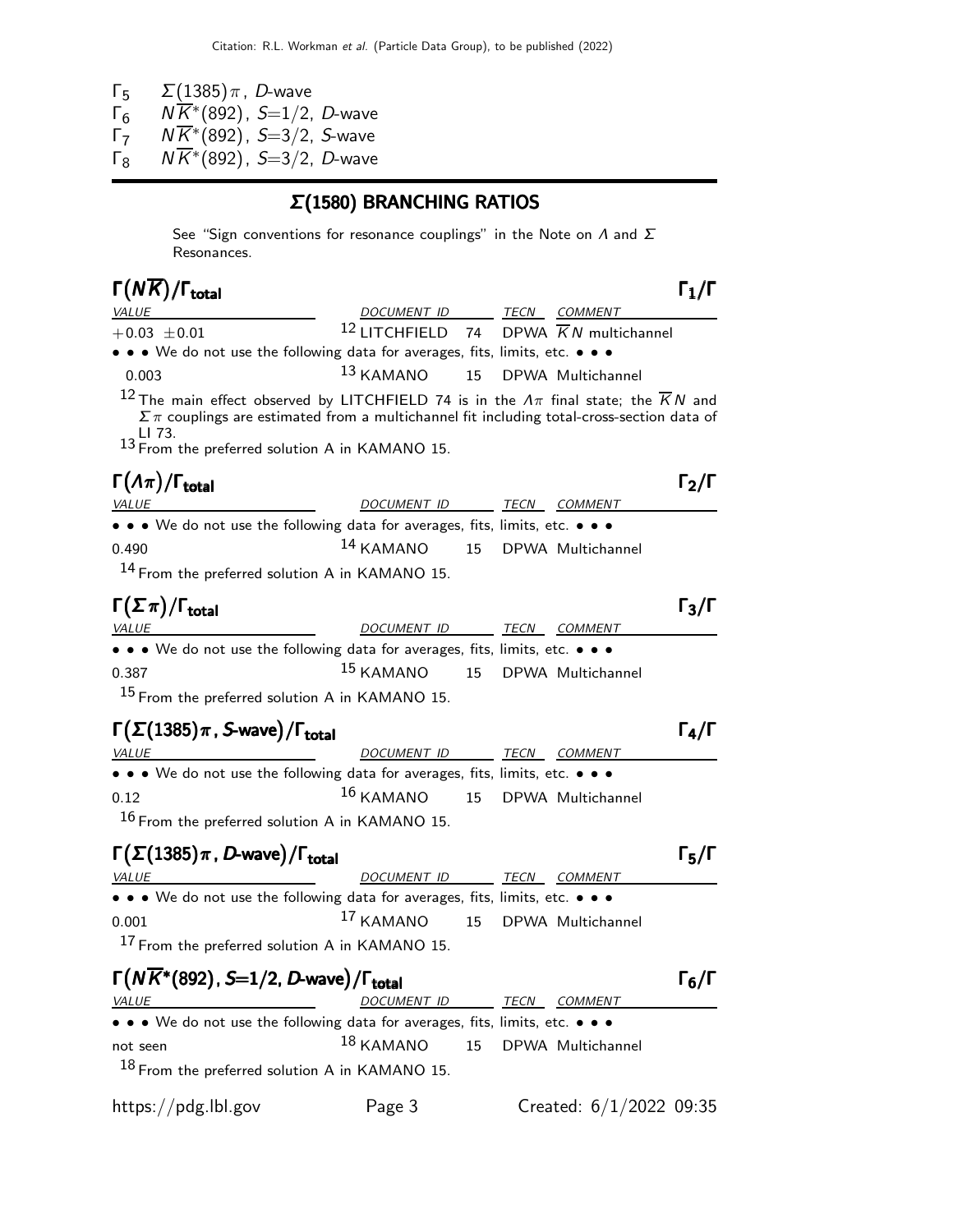| | |
|---|---|
| $\Gamma_5$ | $\Sigma(1385)\pi$, $D$-wave |
| $\Gamma_6$ | $N\overline{K}^*(892)$, $S$=1/2, $D$-wave |
| $\Gamma_7$ | $N\overline{K}^*(892)$, $S$=3/2, $S$-wave |
| $\Gamma_8$ | $N\overline{K}^*(892)$, $S$=3/2, $D$-wave |

## Σ(1580) BRANCHING RATIOS

See "Sign conventions for resonance couplings" in the Note on $\Lambda$ and $\Sigma$ Resonances.

### $\Gamma(N\overline{K})/\Gamma_{\text{total}}$ — $\Gamma_1/\Gamma$

| VALUE | DOCUMENT ID | | TECN | COMMENT |
|---|---|---|---|---|
| $+0.03 \pm 0.01$ | [12] LITCHFIELD | 74 | DPWA | $\overline{K}N$ multichannel |
| • • • We do not use the following data for averages, fits, limits, etc. • • • | | | | |
| 0.003 | [13] KAMANO | 15 | DPWA | Multichannel |

[12] The main effect observed by LITCHFIELD 74 is in the $\Lambda\pi$ final state; the $\overline{K}N$ and $\Sigma\pi$ couplings are estimated from a multichannel fit including total-cross-section data of LI 73.
[13] From the preferred solution A in KAMANO 15.

### $\Gamma(\Lambda\pi)/\Gamma_{\text{total}}$ — $\Gamma_2/\Gamma$

| VALUE | DOCUMENT ID | | TECN | COMMENT |
|---|---|---|---|---|
| • • • We do not use the following data for averages, fits, limits, etc. • • • | | | | |
| 0.490 | [14] KAMANO | 15 | DPWA | Multichannel |

[14] From the preferred solution A in KAMANO 15.

### $\Gamma(\Sigma\pi)/\Gamma_{\text{total}}$ — $\Gamma_3/\Gamma$

| VALUE | DOCUMENT ID | | TECN | COMMENT |
|---|---|---|---|---|
| • • • We do not use the following data for averages, fits, limits, etc. • • • | | | | |
| 0.387 | [15] KAMANO | 15 | DPWA | Multichannel |

[15] From the preferred solution A in KAMANO 15.

### $\Gamma(\Sigma(1385)\pi, S\text{-wave})/\Gamma_{\text{total}}$ — $\Gamma_4/\Gamma$

| VALUE | DOCUMENT ID | | TECN | COMMENT |
|---|---|---|---|---|
| • • • We do not use the following data for averages, fits, limits, etc. • • • | | | | |
| 0.12 | [16] KAMANO | 15 | DPWA | Multichannel |

[16] From the preferred solution A in KAMANO 15.

### $\Gamma(\Sigma(1385)\pi, D\text{-wave})/\Gamma_{\text{total}}$ — $\Gamma_5/\Gamma$

| VALUE | DOCUMENT ID | | TECN | COMMENT |
|---|---|---|---|---|
| • • • We do not use the following data for averages, fits, limits, etc. • • • | | | | |
| 0.001 | [17] KAMANO | 15 | DPWA | Multichannel |

[17] From the preferred solution A in KAMANO 15.

### $\Gamma(N\overline{K}^*(892), S\text{=1/2}, D\text{-wave})/\Gamma_{\text{total}}$ — $\Gamma_6/\Gamma$

| VALUE | DOCUMENT ID | | TECN | COMMENT |
|---|---|---|---|---|
| • • • We do not use the following data for averages, fits, limits, etc. • • • | | | | |
| not seen | [18] KAMANO | 15 | DPWA | Multichannel |

[18] From the preferred solution A in KAMANO 15.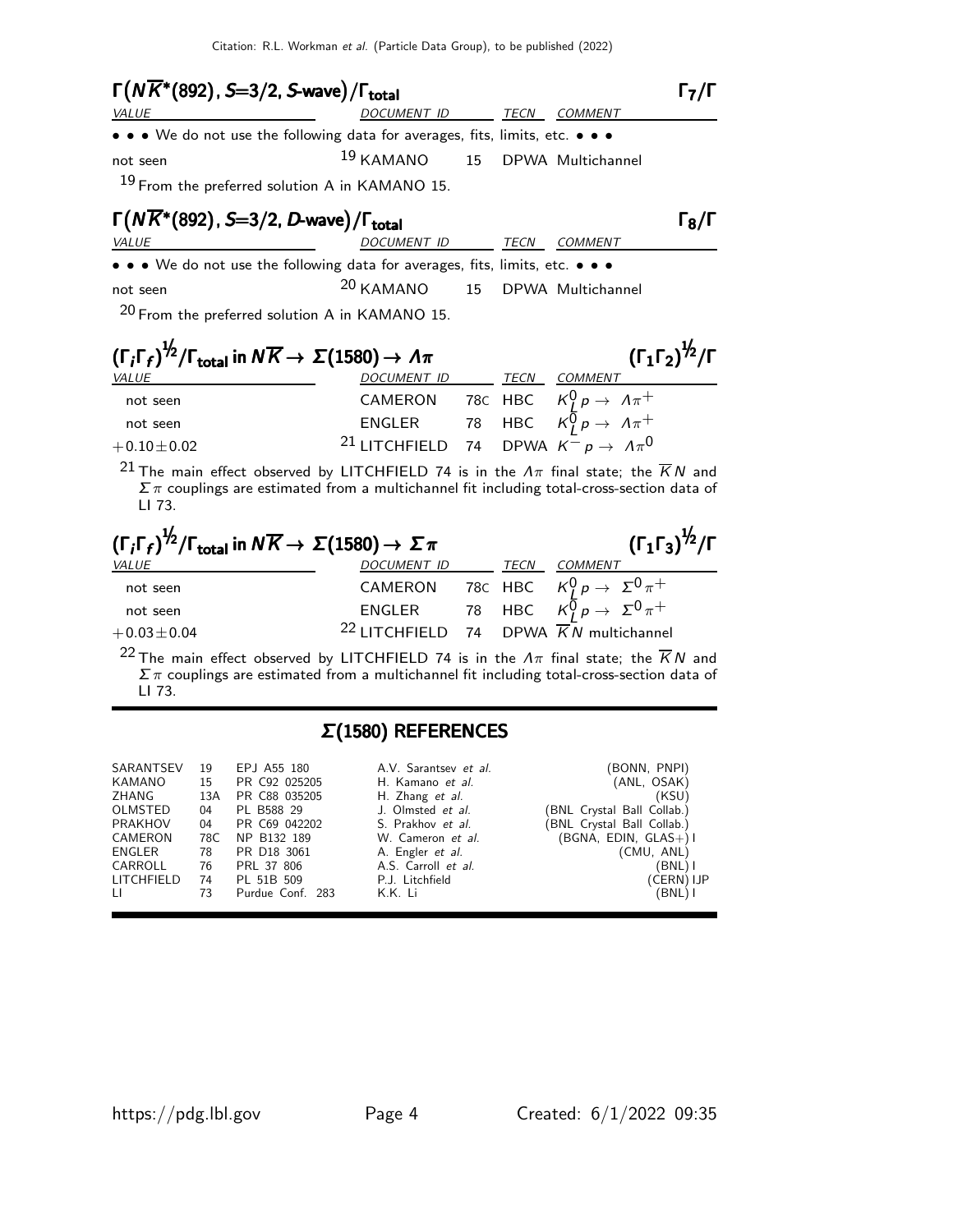### $\Gamma(N\overline{K}^*(892), S{=}3/2, S\text{-wave})/\Gamma_{\text{total}}$ $\Gamma_7/\Gamma$

| VALUE | DOCUMENT ID | | TECN | COMMENT |
|---|---|---|---|---|
| • • • We do not use the following data for averages, fits, limits, etc. • • • | | | | |
| not seen | [19] KAMANO | 15 | DPWA | Multichannel |

[19] From the preferred solution A in KAMANO 15.

### $\Gamma(N\overline{K}^*(892), S{=}3/2, D\text{-wave})/\Gamma_{\text{total}}$ $\Gamma_8/\Gamma$

| VALUE | DOCUMENT ID | | TECN | COMMENT |
|---|---|---|---|---|
| • • • We do not use the following data for averages, fits, limits, etc. • • • | | | | |
| not seen | [20] KAMANO | 15 | DPWA | Multichannel |

[20] From the preferred solution A in KAMANO 15.

### $(\Gamma_i\Gamma_f)^{½}/\Gamma_{\text{total}}$ in $N\overline{K} \to \Sigma(1580) \to \Lambda\pi$ $(\Gamma_1\Gamma_2)^{½}/\Gamma$

| VALUE | DOCUMENT ID | | TECN | COMMENT |
|---|---|---|---|---|
| not seen | CAMERON | 78C | HBC | $K^0_L p \to \Lambda\pi^+$ |
| not seen | ENGLER | 78 | HBC | $K^0_L p \to \Lambda\pi^+$ |
| $+0.10\pm0.02$ | [21] LITCHFIELD | 74 | DPWA | $K^- p \to \Lambda\pi^0$ |

[21] The main effect observed by LITCHFIELD 74 is in the $\Lambda\pi$ final state; the $\overline{K}N$ and $\Sigma\pi$ couplings are estimated from a multichannel fit including total-cross-section data of LI 73.

### $(\Gamma_i\Gamma_f)^{½}/\Gamma_{\text{total}}$ in $N\overline{K} \to \Sigma(1580) \to \Sigma\pi$ $(\Gamma_1\Gamma_3)^{½}/\Gamma$

| VALUE | DOCUMENT ID | | TECN | COMMENT |
|---|---|---|---|---|
| not seen | CAMERON | 78C | HBC | $K^0_L p \to \Sigma^0\pi^+$ |
| not seen | ENGLER | 78 | HBC | $K^0_L p \to \Sigma^0\pi^+$ |
| $+0.03\pm0.04$ | [22] LITCHFIELD | 74 | DPWA | $\overline{K}N$ multichannel |

[22] The main effect observed by LITCHFIELD 74 is in the $\Lambda\pi$ final state; the $\overline{K}N$ and $\Sigma\pi$ couplings are estimated from a multichannel fit including total-cross-section data of LI 73.

## $\Sigma(1580)$ REFERENCES

| | | | | |
|---|---|---|---|---|
| SARANTSEV | 19 | EPJ A55 180 | A.V. Sarantsev *et al.* | (BONN, PNPI) |
| KAMANO | 15 | PR C92 025205 | H. Kamano *et al.* | (ANL, OSAK) |
| ZHANG | 13A | PR C88 035205 | H. Zhang *et al.* | (KSU) |
| OLMSTED | 04 | PL B588 29 | J. Olmsted *et al.* | (BNL Crystal Ball Collab.) |
| PRAKHOV | 04 | PR C69 042202 | S. Prakhov *et al.* | (BNL Crystal Ball Collab.) |
| CAMERON | 78C | NP B132 189 | W. Cameron *et al.* | (BGNA, EDIN, GLAS+) I |
| ENGLER | 78 | PR D18 3061 | A. Engler *et al.* | (CMU, ANL) |
| CARROLL | 76 | PRL 37 806 | A.S. Carroll *et al.* | (BNL) I |
| LITCHFIELD | 74 | PL 51B 509 | P.J. Litchfield | (CERN) IJP |
| LI | 73 | Purdue Conf. 283 | K.K. Li | (BNL) I |